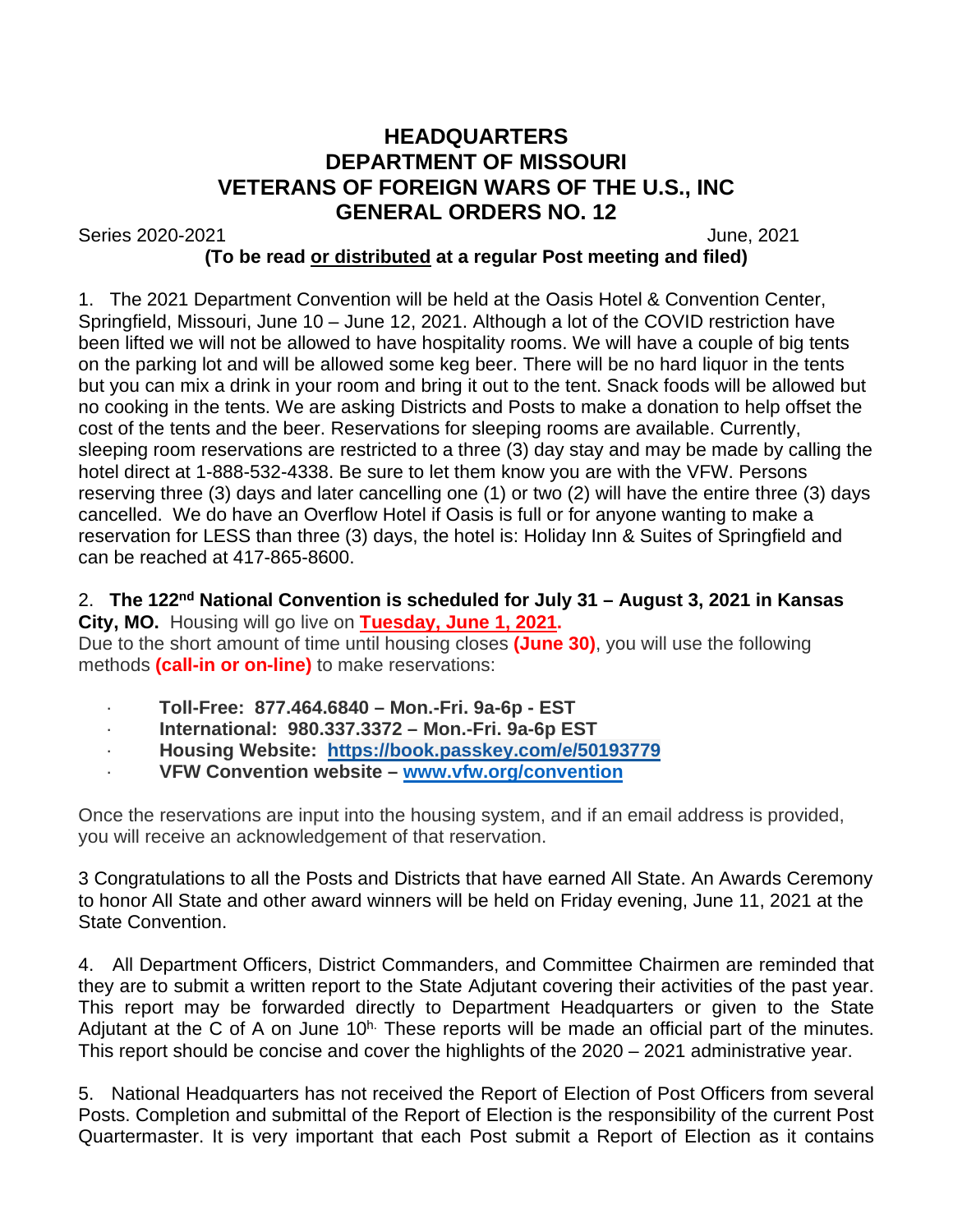# HEADQUARTERS
# DEPARTMENT OF MISSOURI
# VETERANS OF FOREIGN WARS OF THE U.S., INC
# GENERAL ORDERS NO. 12

Series 2020-2021 June, 2021

**(To be read or distributed at a regular Post meeting and filed)**

1. The 2021 Department Convention will be held at the Oasis Hotel & Convention Center, Springfield, Missouri, June 10 – June 12, 2021. Although a lot of the COVID restriction have been lifted we will not be allowed to have hospitality rooms. We will have a couple of big tents on the parking lot and will be allowed some keg beer. There will be no hard liquor in the tents but you can mix a drink in your room and bring it out to the tent. Snack foods will be allowed but no cooking in the tents. We are asking Districts and Posts to make a donation to help offset the cost of the tents and the beer. Reservations for sleeping rooms are available. Currently, sleeping room reservations are restricted to a three (3) day stay and may be made by calling the hotel direct at 1-888-532-4338. Be sure to let them know you are with the VFW. Persons reserving three (3) days and later cancelling one (1) or two (2) will have the entire three (3) days cancelled. We do have an Overflow Hotel if Oasis is full or for anyone wanting to make a reservation for LESS than three (3) days, the hotel is: Holiday Inn & Suites of Springfield and can be reached at 417-865-8600.

2. **The 122nd National Convention is scheduled for July 31 – August 3, 2021 in Kansas City, MO.** Housing will go live on **Tuesday, June 1, 2021.**
Due to the short amount of time until housing closes **(June 30)**, you will use the following methods **(call-in or on-line)** to make reservations:

- **Toll-Free: 877.464.6840 – Mon.-Fri. 9a-6p - EST**
- **International: 980.337.3372 – Mon.-Fri. 9a-6p EST**
- **Housing Website: https://book.passkey.com/e/50193779**
- **VFW Convention website – www.vfw.org/convention**

Once the reservations are input into the housing system, and if an email address is provided, you will receive an acknowledgement of that reservation.

3 Congratulations to all the Posts and Districts that have earned All State. An Awards Ceremony to honor All State and other award winners will be held on Friday evening, June 11, 2021 at the State Convention.

4. All Department Officers, District Commanders, and Committee Chairmen are reminded that they are to submit a written report to the State Adjutant covering their activities of the past year. This report may be forwarded directly to Department Headquarters or given to the State Adjutant at the C of A on June 10th. These reports will be made an official part of the minutes. This report should be concise and cover the highlights of the 2020 – 2021 administrative year.

5. National Headquarters has not received the Report of Election of Post Officers from several Posts. Completion and submittal of the Report of Election is the responsibility of the current Post Quartermaster. It is very important that each Post submit a Report of Election as it contains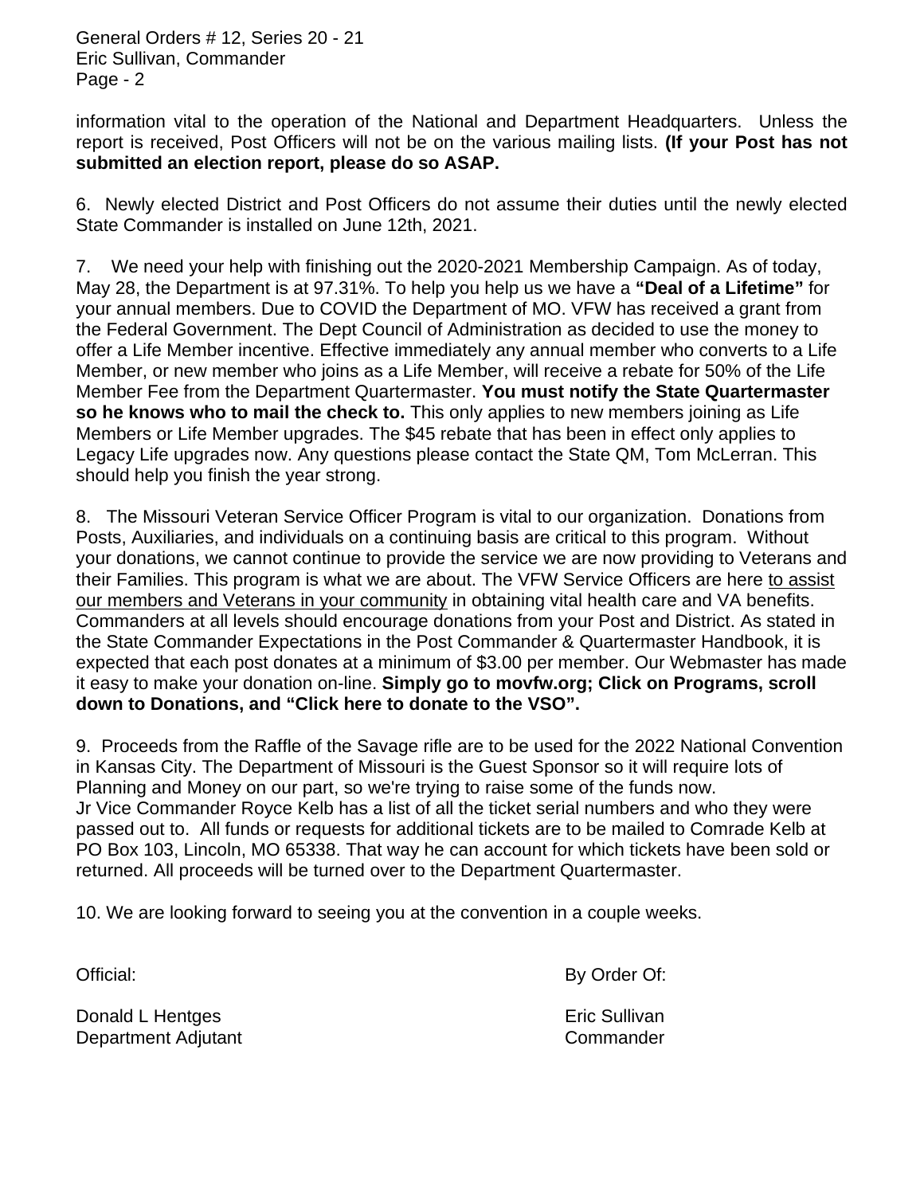information vital to the operation of the National and Department Headquarters. Unless the report is received, Post Officers will not be on the various mailing lists. **(If your Post has not submitted an election report, please do so ASAP.**

6. Newly elected District and Post Officers do not assume their duties until the newly elected State Commander is installed on June 12th, 2021.

7. We need your help with finishing out the 2020-2021 Membership Campaign. As of today, May 28, the Department is at 97.31%. To help you help us we have a **"Deal of a Lifetime"** for your annual members. Due to COVID the Department of MO. VFW has received a grant from the Federal Government. The Dept Council of Administration as decided to use the money to offer a Life Member incentive. Effective immediately any annual member who converts to a Life Member, or new member who joins as a Life Member, will receive a rebate for 50% of the Life Member Fee from the Department Quartermaster. **You must notify the State Quartermaster so he knows who to mail the check to.** This only applies to new members joining as Life Members or Life Member upgrades. The $45 rebate that has been in effect only applies to Legacy Life upgrades now. Any questions please contact the State QM, Tom McLerran. This should help you finish the year strong.

8. The Missouri Veteran Service Officer Program is vital to our organization. Donations from Posts, Auxiliaries, and individuals on a continuing basis are critical to this program. Without your donations, we cannot continue to provide the service we are now providing to Veterans and their Families. This program is what we are about. The VFW Service Officers are here to assist our members and Veterans in your community in obtaining vital health care and VA benefits. Commanders at all levels should encourage donations from your Post and District. As stated in the State Commander Expectations in the Post Commander & Quartermaster Handbook, it is expected that each post donates at a minimum of $3.00 per member. Our Webmaster has made it easy to make your donation on-line. **Simply go to movfw.org; Click on Programs, scroll down to Donations, and "Click here to donate to the VSO".**

9. Proceeds from the Raffle of the Savage rifle are to be used for the 2022 National Convention in Kansas City. The Department of Missouri is the Guest Sponsor so it will require lots of Planning and Money on our part, so we're trying to raise some of the funds now. Jr Vice Commander Royce Kelb has a list of all the ticket serial numbers and who they were passed out to. All funds or requests for additional tickets are to be mailed to Comrade Kelb at PO Box 103, Lincoln, MO 65338. That way he can account for which tickets have been sold or returned. All proceeds will be turned over to the Department Quartermaster.

10. We are looking forward to seeing you at the convention in a couple weeks.

Official:

Donald L Hentges
Department Adjutant

By Order Of:

Eric Sullivan
Commander